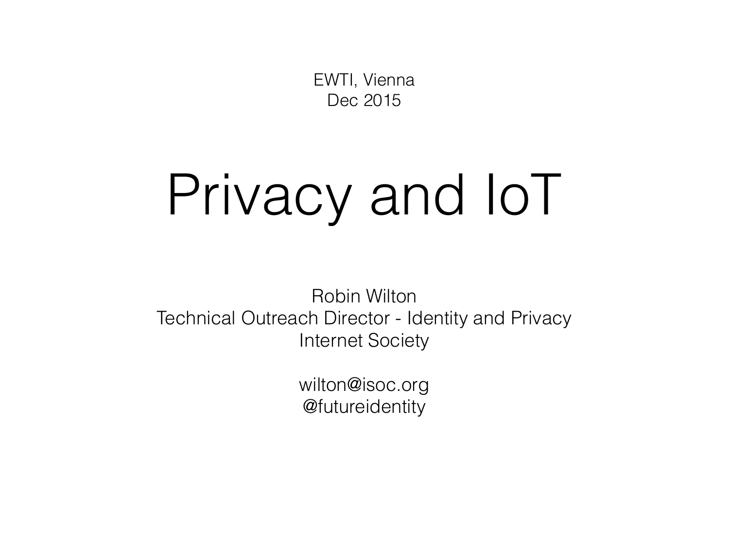EWTI, Vienna
Dec 2015

# Privacy and IoT

Robin Wilton
Technical Outreach Director - Identity and Privacy
Internet Society

wilton@isoc.org
@futureidentity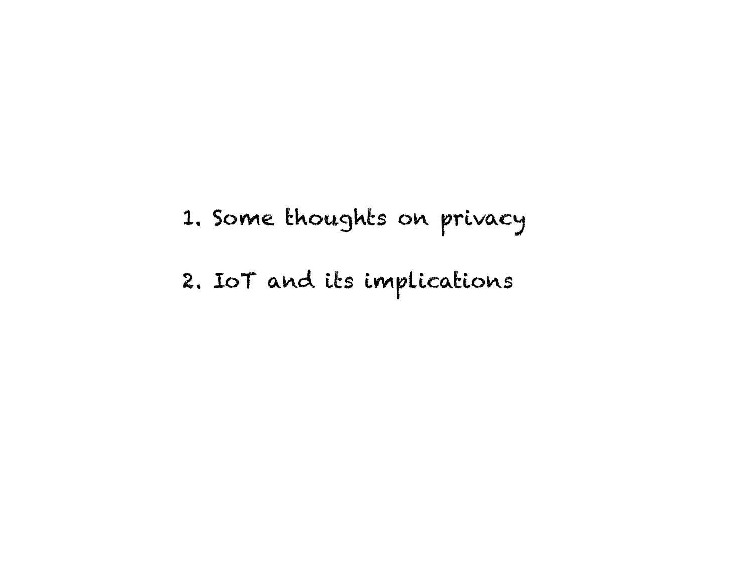1. Some thoughts on privacy
2. IoT and its implications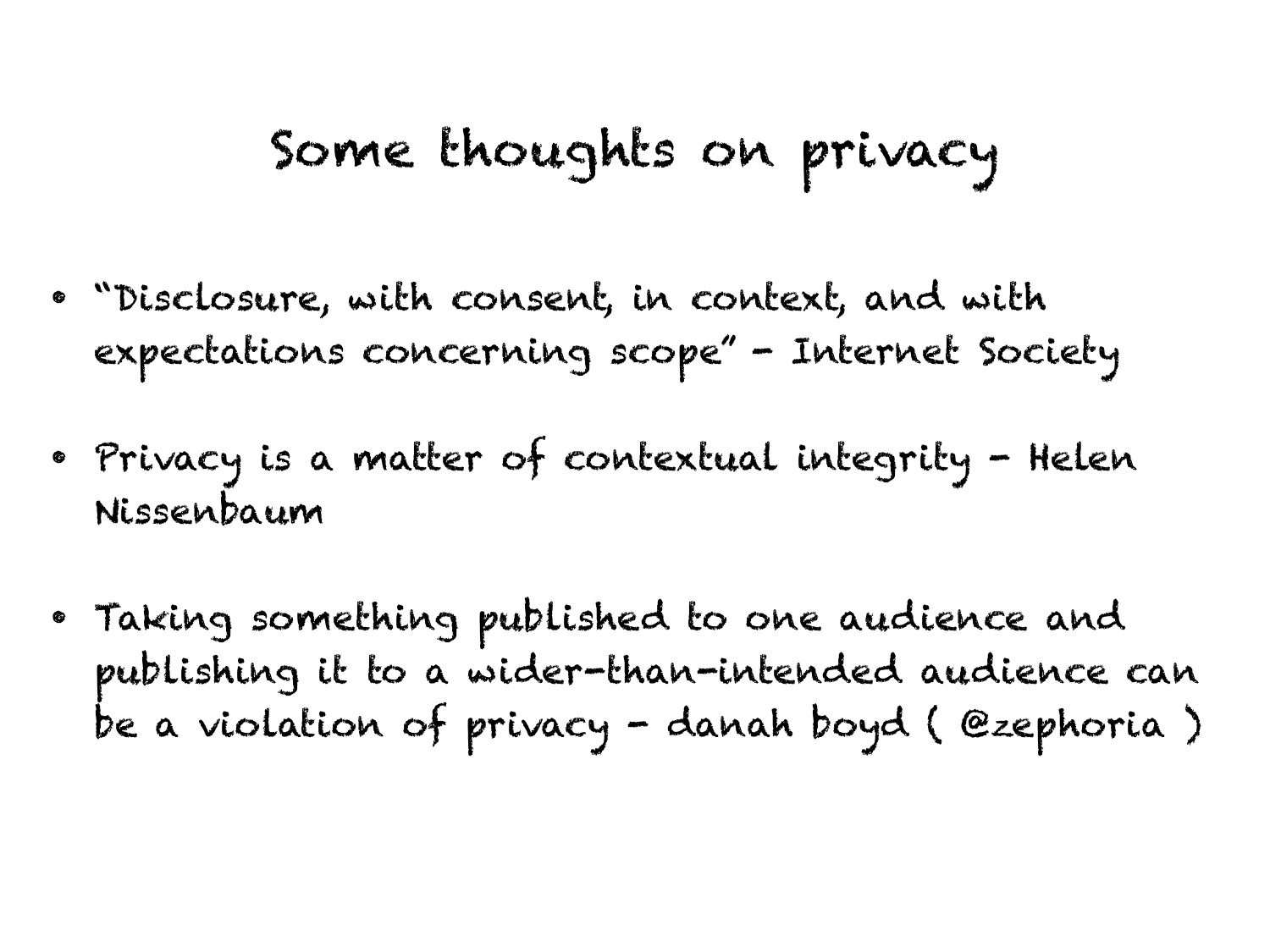# Some thoughts on privacy

- "Disclosure, with consent, in context, and with expectations concerning scope" - Internet Society
- Privacy is a matter of contextual integrity - Helen Nissenbaum
- Taking something published to one audience and publishing it to a wider-than-intended audience can be a violation of privacy - danah boyd ( @zephoria )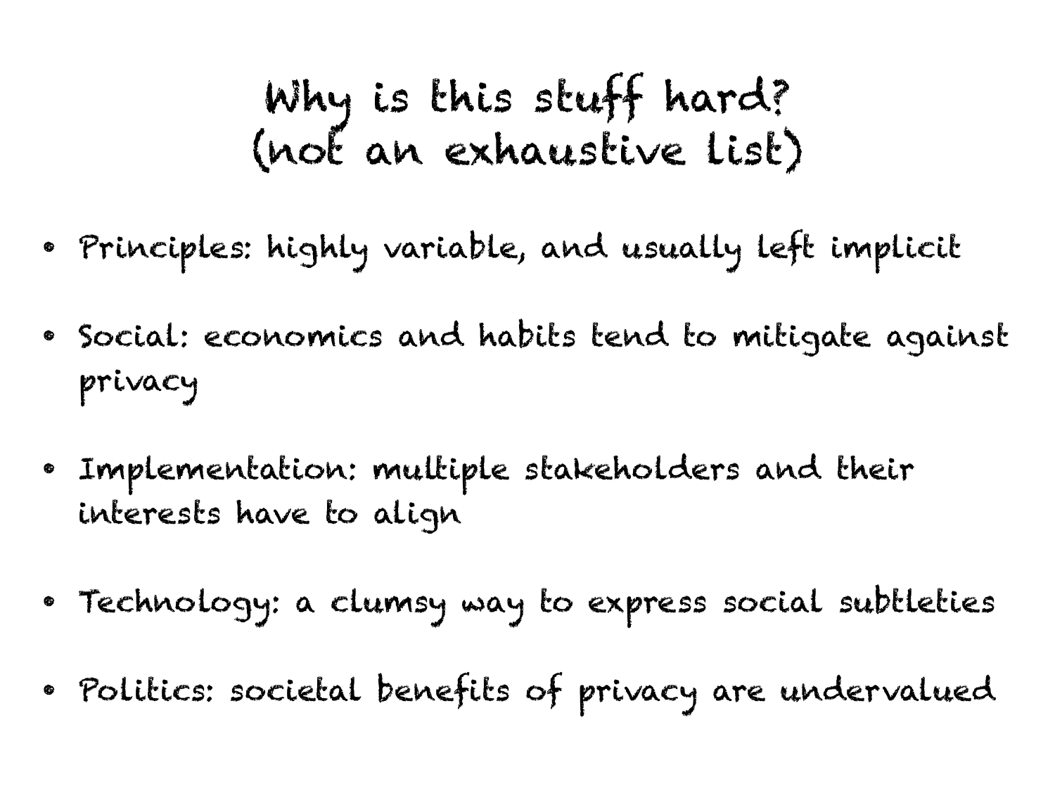# Why is this stuff hard?
# (not an exhaustive list)

- Principles: highly variable, and usually left implicit
- Social: economics and habits tend to mitigate against privacy
- Implementation: multiple stakeholders and their interests have to align
- Technology: a clumsy way to express social subtleties
- Politics: societal benefits of privacy are undervalued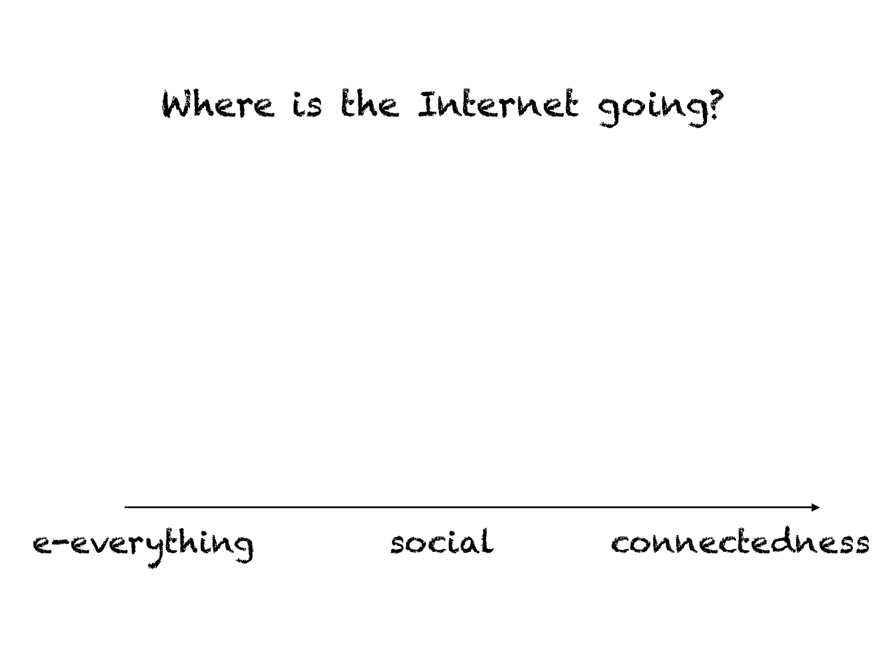# Where is the Internet going?

e-everything → social → connectedness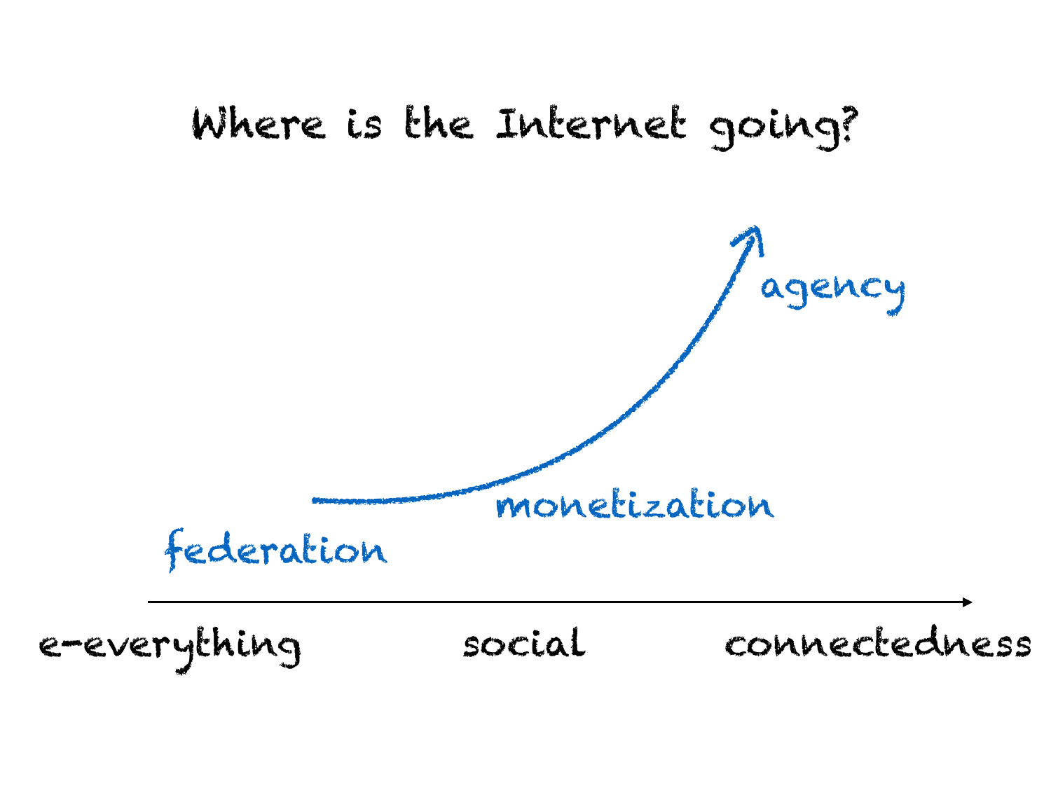# Where is the Internet going?

agency

monetization

federation

e-everything — social — connectedness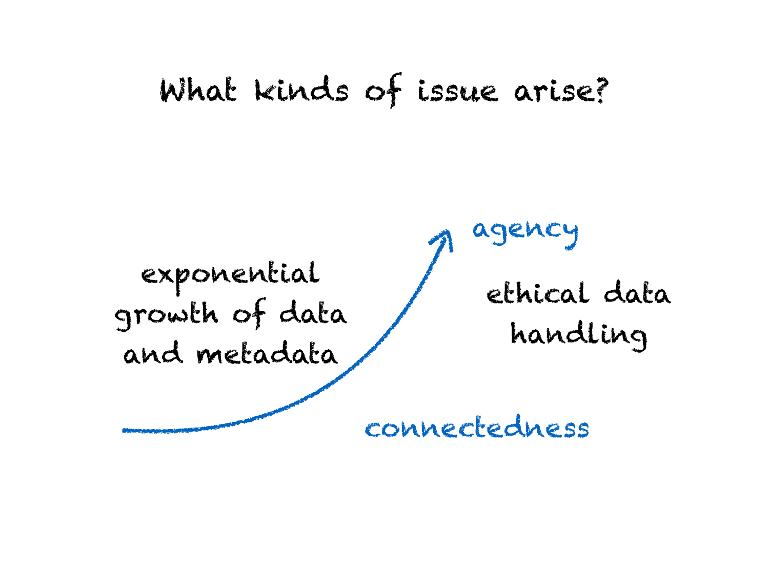# What kinds of issue arise?

exponential growth of data and metadata

agency

ethical data handling

connectedness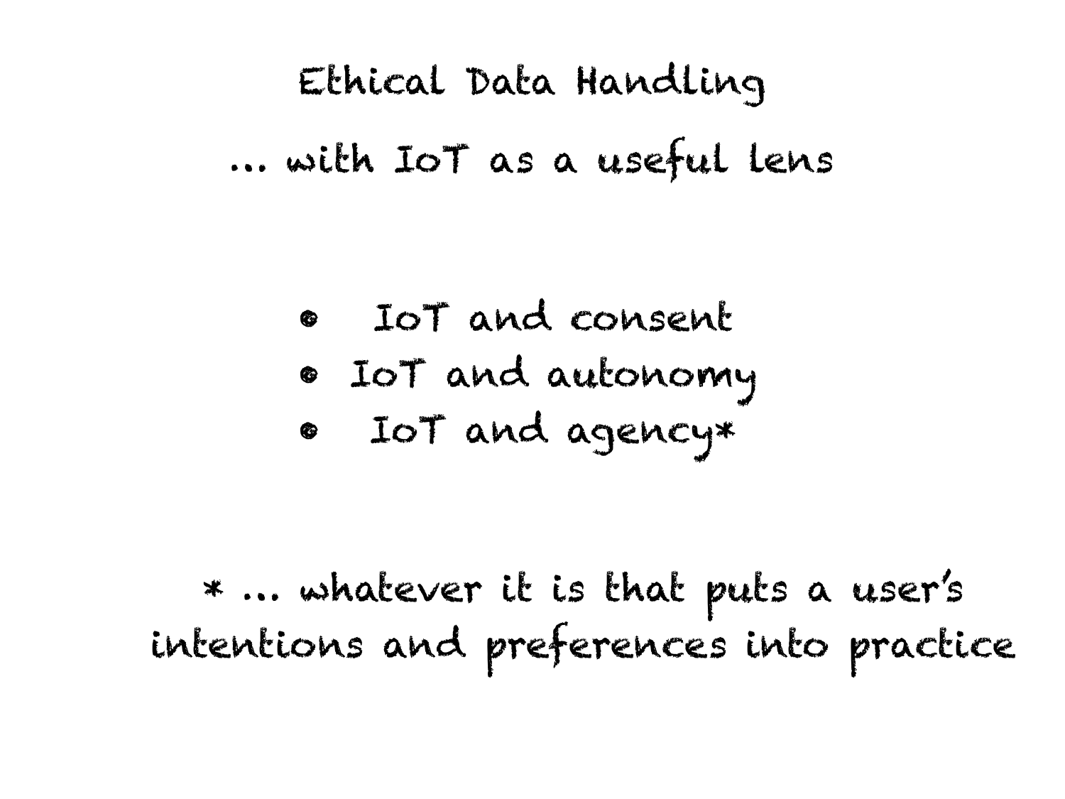# Ethical Data Handling

## ... with IoT as a useful lens

- IoT and consent
- IoT and autonomy
- IoT and agency*

* ... whatever it is that puts a user's intentions and preferences into practice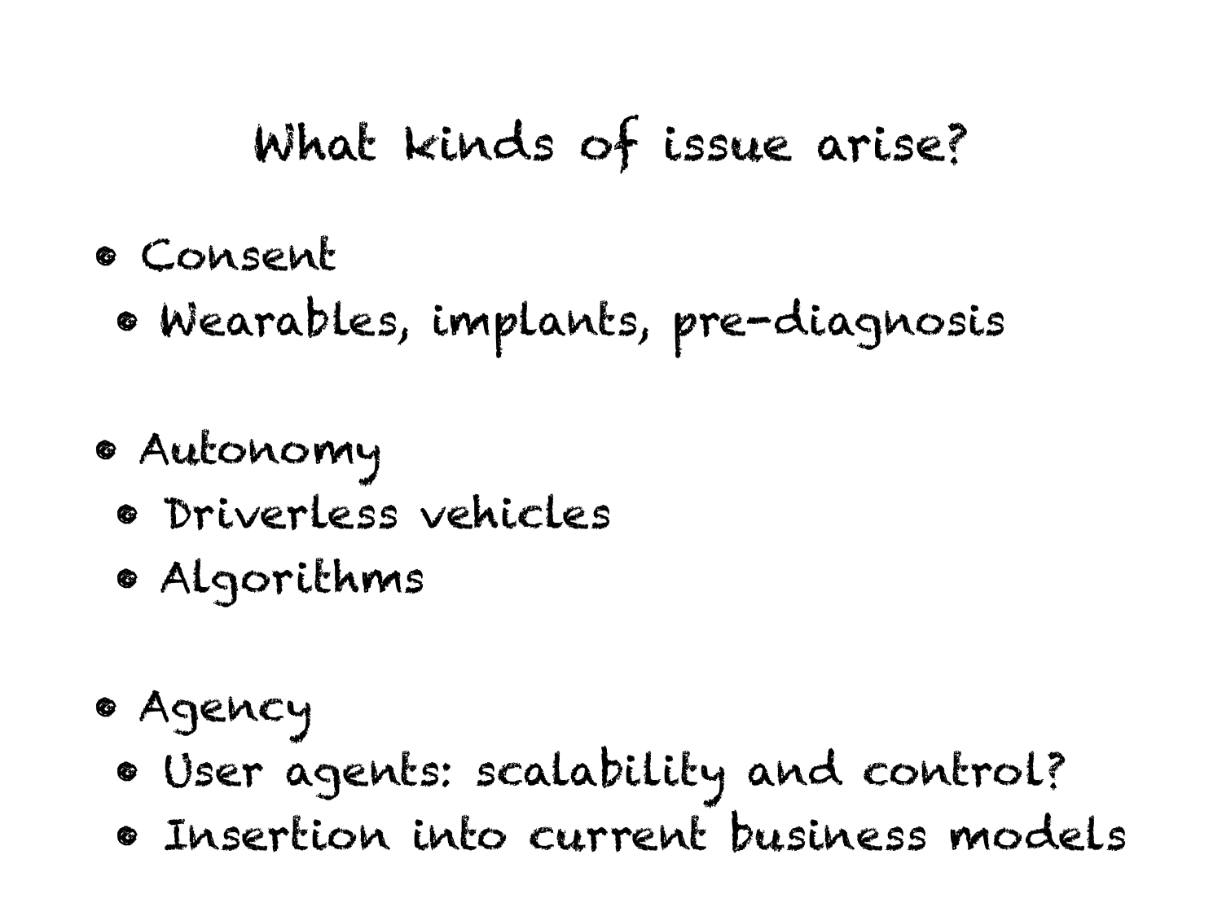# What kinds of issue arise?

- Consent
  - Wearables, implants, pre-diagnosis
- Autonomy
  - Driverless vehicles
  - Algorithms
- Agency
  - User agents: scalability and control?
  - Insertion into current business models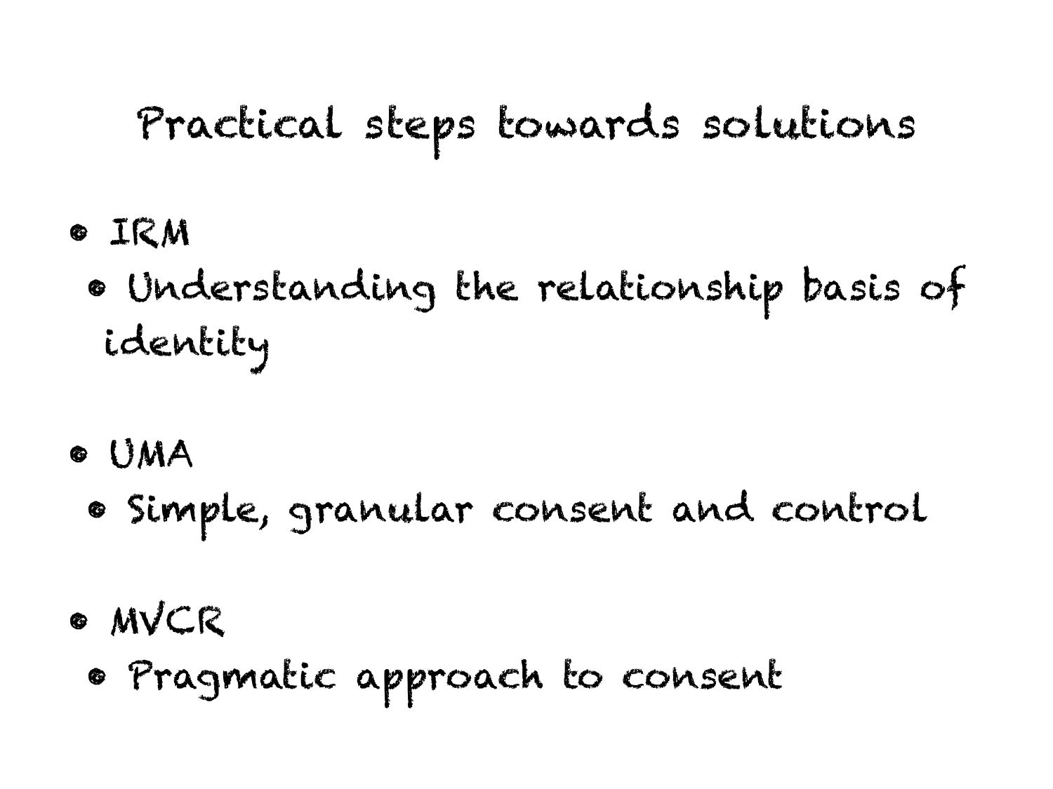# Practical steps towards solutions

- IRM
  - Understanding the relationship basis of identity
- UMA
  - Simple, granular consent and control
- MVCR
  - Pragmatic approach to consent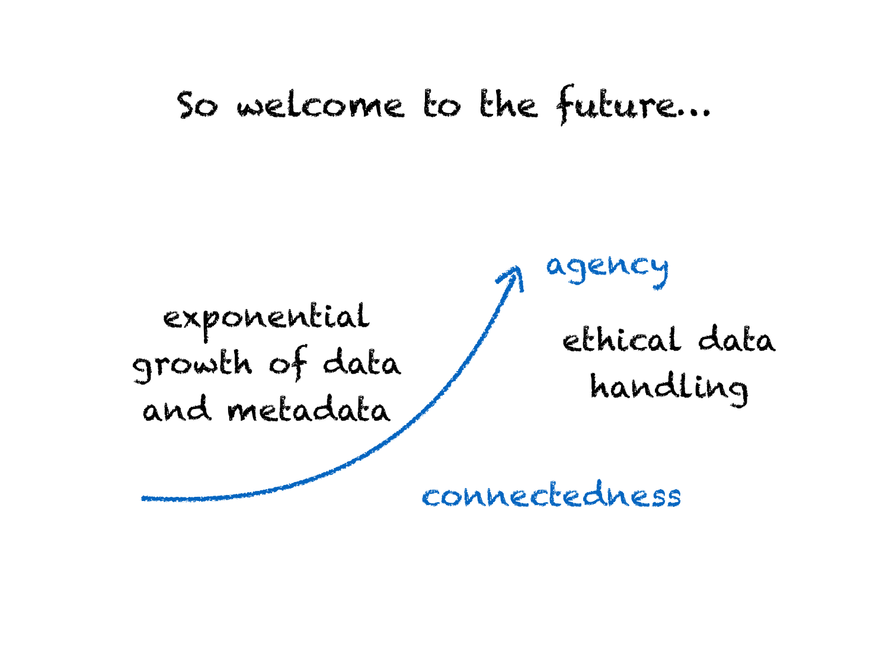# So welcome to the future...

agency

exponential growth of data and metadata

ethical data handling

connectedness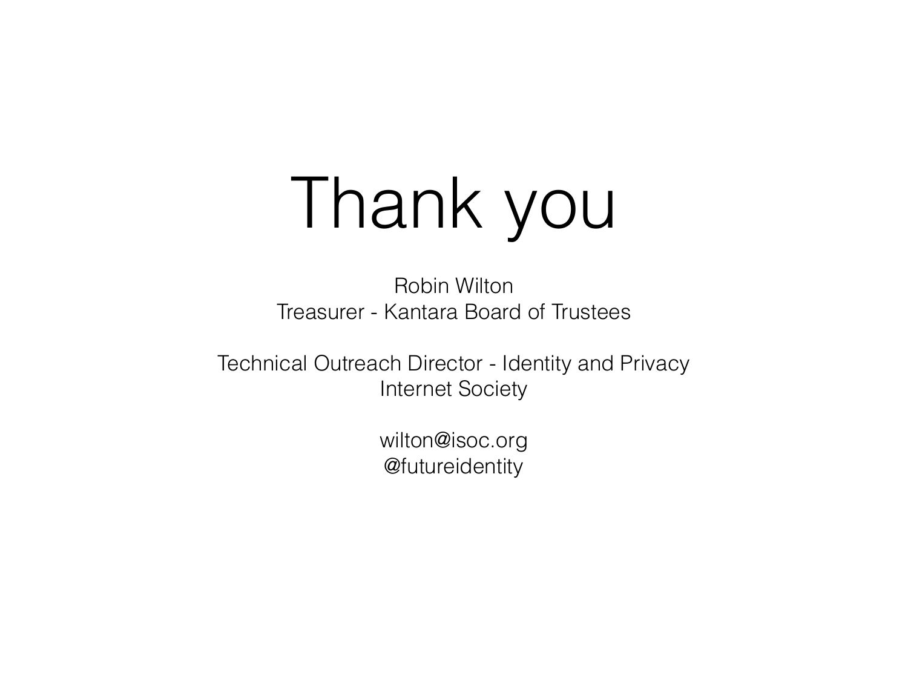# Thank you

Robin Wilton
Treasurer - Kantara Board of Trustees

Technical Outreach Director - Identity and Privacy
Internet Society

wilton@isoc.org
@futureidentity